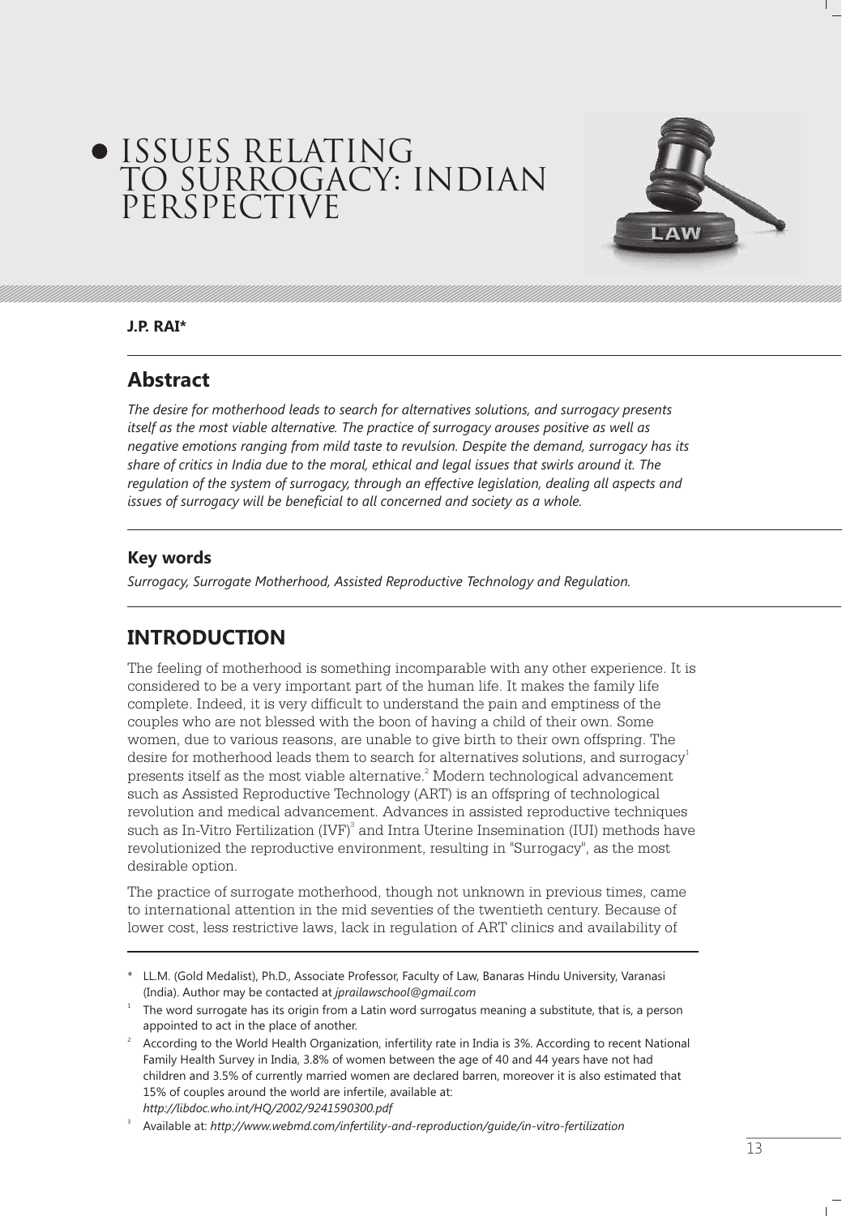# ISSUES RELATING TO SURROGACY: INDIAN PERSPECTIVE

**J.P. RAI***

## Abstract

*The desire for motherhood leads to search for alternatives solutions, and surrogacy presents itself as the most viable alternative. The practice of surrogacy arouses positive as well as negative emotions ranging from mild taste to revulsion. Despite the demand, surrogacy has its share of critics in India due to the moral, ethical and legal issues that swirls around it. The regulation of the system of surrogacy, through an effective legislation, dealing all aspects and issues of surrogacy will be beneficial to all concerned and society as a whole.*

### Key words

*Surrogacy, Surrogate Motherhood, Assisted Reproductive Technology and Regulation.*

## INTRODUCTION

The feeling of motherhood is something incomparable with any other experience. It is considered to be a very important part of the human life. It makes the family life complete. Indeed, it is very difficult to understand the pain and emptiness of the couples who are not blessed with the boon of having a child of their own. Some women, due to various reasons, are unable to give birth to their own offspring. The desire for motherhood leads them to search for alternatives solutions, and surrogacy[1] presents itself as the most viable alternative.[2] Modern technological advancement such as Assisted Reproductive Technology (ART) is an offspring of technological revolution and medical advancement. Advances in assisted reproductive techniques such as In-Vitro Fertilization (IVF)[3] and Intra Uterine Insemination (IUI) methods have revolutionized the reproductive environment, resulting in "Surrogacy", as the most desirable option.

The practice of surrogate motherhood, though not unknown in previous times, came to international attention in the mid seventies of the twentieth century. Because of lower cost, less restrictive laws, lack in regulation of ART clinics and availability of

---

\* LL.M. (Gold Medalist), Ph.D., Associate Professor, Faculty of Law, Banaras Hindu University, Varanasi (India). Author may be contacted at *jprailawschool@gmail.com*

[1] The word surrogate has its origin from a Latin word surrogatus meaning a substitute, that is, a person appointed to act in the place of another.

[2] According to the World Health Organization, infertility rate in India is 3%. According to recent National Family Health Survey in India, 3.8% of women between the age of 40 and 44 years have not had children and 3.5% of currently married women are declared barren, moreover it is also estimated that 15% of couples around the world are infertile, available at: *http://libdoc.who.int/HQ/2002/9241590300.pdf*

[3] Available at: *http://www.webmd.com/infertility-and-reproduction/guide/in-vitro-fertilization*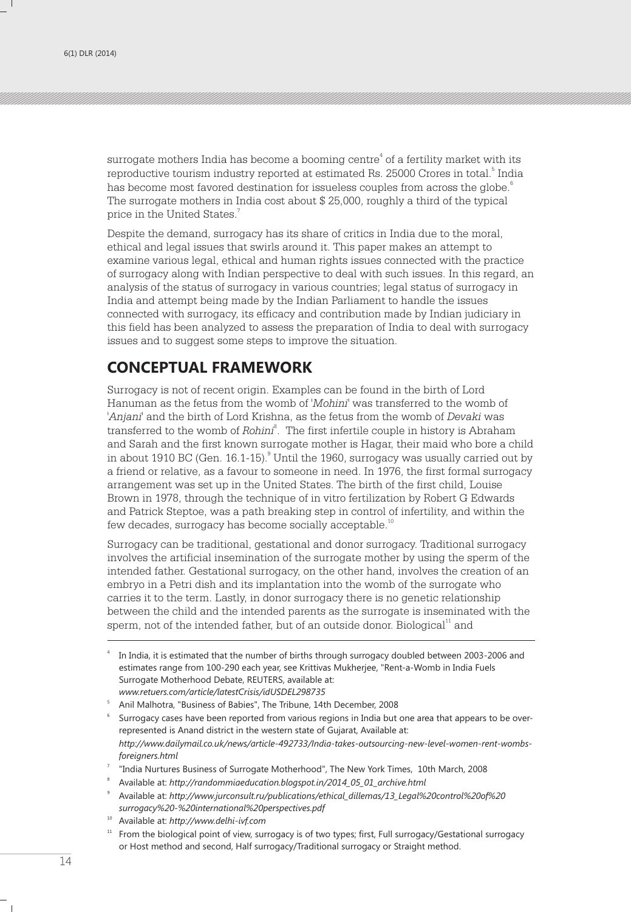surrogate mothers India has become a booming centre[4] of a fertility market with its reproductive tourism industry reported at estimated Rs. 25000 Crores in total.[5] India has become most favored destination for issueless couples from across the globe.[6] The surrogate mothers in India cost about $ 25,000, roughly a third of the typical price in the United States.[7]

Despite the demand, surrogacy has its share of critics in India due to the moral, ethical and legal issues that swirls around it. This paper makes an attempt to examine various legal, ethical and human rights issues connected with the practice of surrogacy along with Indian perspective to deal with such issues. In this regard, an analysis of the status of surrogacy in various countries; legal status of surrogacy in India and attempt being made by the Indian Parliament to handle the issues connected with surrogacy, its efficacy and contribution made by Indian judiciary in this field has been analyzed to assess the preparation of India to deal with surrogacy issues and to suggest some steps to improve the situation.

## CONCEPTUAL FRAMEWORK

Surrogacy is not of recent origin. Examples can be found in the birth of Lord Hanuman as the fetus from the womb of '*Mohini*' was transferred to the womb of '*Anjani*' and the birth of Lord Krishna, as the fetus from the womb of *Devaki* was transferred to the womb of *Rohini*[8]. The first infertile couple in history is Abraham and Sarah and the first known surrogate mother is Hagar, their maid who bore a child in about 1910 BC (Gen. 16.1-15).[9] Until the 1960, surrogacy was usually carried out by a friend or relative, as a favour to someone in need. In 1976, the first formal surrogacy arrangement was set up in the United States. The birth of the first child, Louise Brown in 1978, through the technique of in vitro fertilization by Robert G Edwards and Patrick Steptoe, was a path breaking step in control of infertility, and within the few decades, surrogacy has become socially acceptable.[10]

Surrogacy can be traditional, gestational and donor surrogacy. Traditional surrogacy involves the artificial insemination of the surrogate mother by using the sperm of the intended father. Gestational surrogacy, on the other hand, involves the creation of an embryo in a Petri dish and its implantation into the womb of the surrogate who carries it to the term. Lastly, in donor surrogacy there is no genetic relationship between the child and the intended parents as the surrogate is inseminated with the sperm, not of the intended father, but of an outside donor. Biological[11] and

---

[4] In India, it is estimated that the number of births through surrogacy doubled between 2003-2006 and estimates range from 100-290 each year, see Krittivas Mukherjee, "Rent-a-Womb in India Fuels Surrogate Motherhood Debate, REUTERS, available at: *www.retuers.com/article/latestCrisis/idUSDEL298735*

[5] Anil Malhotra, "Business of Babies", The Tribune, 14th December, 2008

[6] Surrogacy cases have been reported from various regions in India but one area that appears to be over-represented is Anand district in the western state of Gujarat, Available at: *http://www.dailymail.co.uk/news/article-492733/India-takes-outsourcing-new-level-women-rent-wombs-foreigners.html*

[7] "India Nurtures Business of Surrogate Motherhood", The New York Times, 10th March, 2008

[8] Available at: *http://randommiaeducation.blogspot.in/2014_05_01_archive.html*

[9] Available at: *http://www.jurconsult.ru/publications/ethical_dillemas/13_Legal%20control%20of%20surrogacy%20-%20international%20perspectives.pdf*

[10] Available at: *http://www.delhi-ivf.com*

[11] From the biological point of view, surrogacy is of two types; first, Full surrogacy/Gestational surrogacy or Host method and second, Half surrogacy/Traditional surrogacy or Straight method.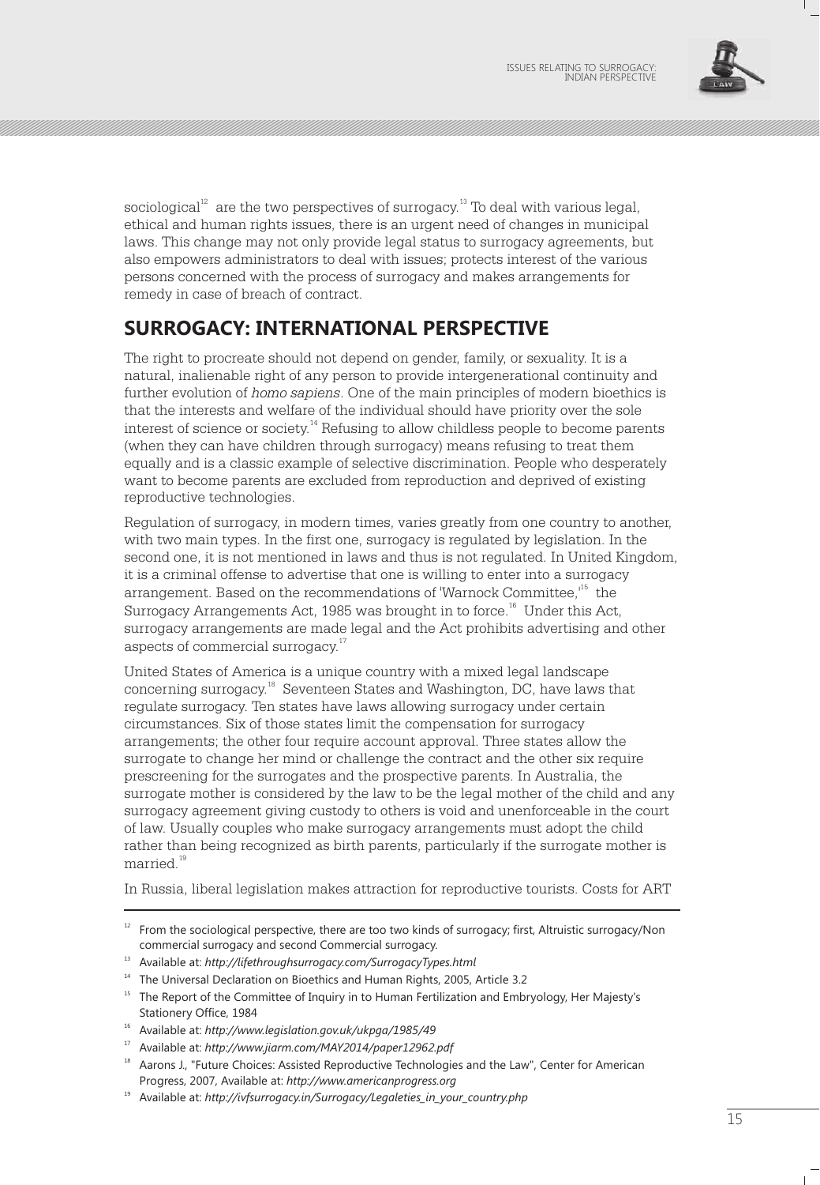sociological[12] are the two perspectives of surrogacy.[13] To deal with various legal, ethical and human rights issues, there is an urgent need of changes in municipal laws. This change may not only provide legal status to surrogacy agreements, but also empowers administrators to deal with issues; protects interest of the various persons concerned with the process of surrogacy and makes arrangements for remedy in case of breach of contract.

## SURROGACY: INTERNATIONAL PERSPECTIVE

The right to procreate should not depend on gender, family, or sexuality. It is a natural, inalienable right of any person to provide intergenerational continuity and further evolution of *homo sapiens*. One of the main principles of modern bioethics is that the interests and welfare of the individual should have priority over the sole interest of science or society.[14] Refusing to allow childless people to become parents (when they can have children through surrogacy) means refusing to treat them equally and is a classic example of selective discrimination. People who desperately want to become parents are excluded from reproduction and deprived of existing reproductive technologies.

Regulation of surrogacy, in modern times, varies greatly from one country to another, with two main types. In the first one, surrogacy is regulated by legislation. In the second one, it is not mentioned in laws and thus is not regulated. In United Kingdom, it is a criminal offense to advertise that one is willing to enter into a surrogacy arrangement. Based on the recommendations of 'Warnock Committee,'[15] the Surrogacy Arrangements Act, 1985 was brought in to force.[16] Under this Act, surrogacy arrangements are made legal and the Act prohibits advertising and other aspects of commercial surrogacy.[17]

United States of America is a unique country with a mixed legal landscape concerning surrogacy.[18] Seventeen States and Washington, DC, have laws that regulate surrogacy. Ten states have laws allowing surrogacy under certain circumstances. Six of those states limit the compensation for surrogacy arrangements; the other four require account approval. Three states allow the surrogate to change her mind or challenge the contract and the other six require prescreening for the surrogates and the prospective parents. In Australia, the surrogate mother is considered by the law to be the legal mother of the child and any surrogacy agreement giving custody to others is void and unenforceable in the court of law. Usually couples who make surrogacy arrangements must adopt the child rather than being recognized as birth parents, particularly if the surrogate mother is married.[19]

In Russia, liberal legislation makes attraction for reproductive tourists. Costs for ART

---

[12] From the sociological perspective, there are too two kinds of surrogacy; first, Altruistic surrogacy/Non commercial surrogacy and second Commercial surrogacy.

[13] Available at: *http://lifethroughsurrogacy.com/SurrogacyTypes.html*

[14] The Universal Declaration on Bioethics and Human Rights, 2005, Article 3.2

[15] The Report of the Committee of Inquiry in to Human Fertilization and Embryology, Her Majesty's Stationery Office, 1984

[16] Available at: *http://www.legislation.gov.uk/ukpga/1985/49*

[17] Available at: *http://www.jiarm.com/MAY2014/paper12962.pdf*

[18] Aarons J., "Future Choices: Assisted Reproductive Technologies and the Law", Center for American Progress, 2007, Available at: *http://www.americanprogress.org*

[19] Available at: *http://ivfsurrogacy.in/Surrogacy/Legaleties_in_your_country.php*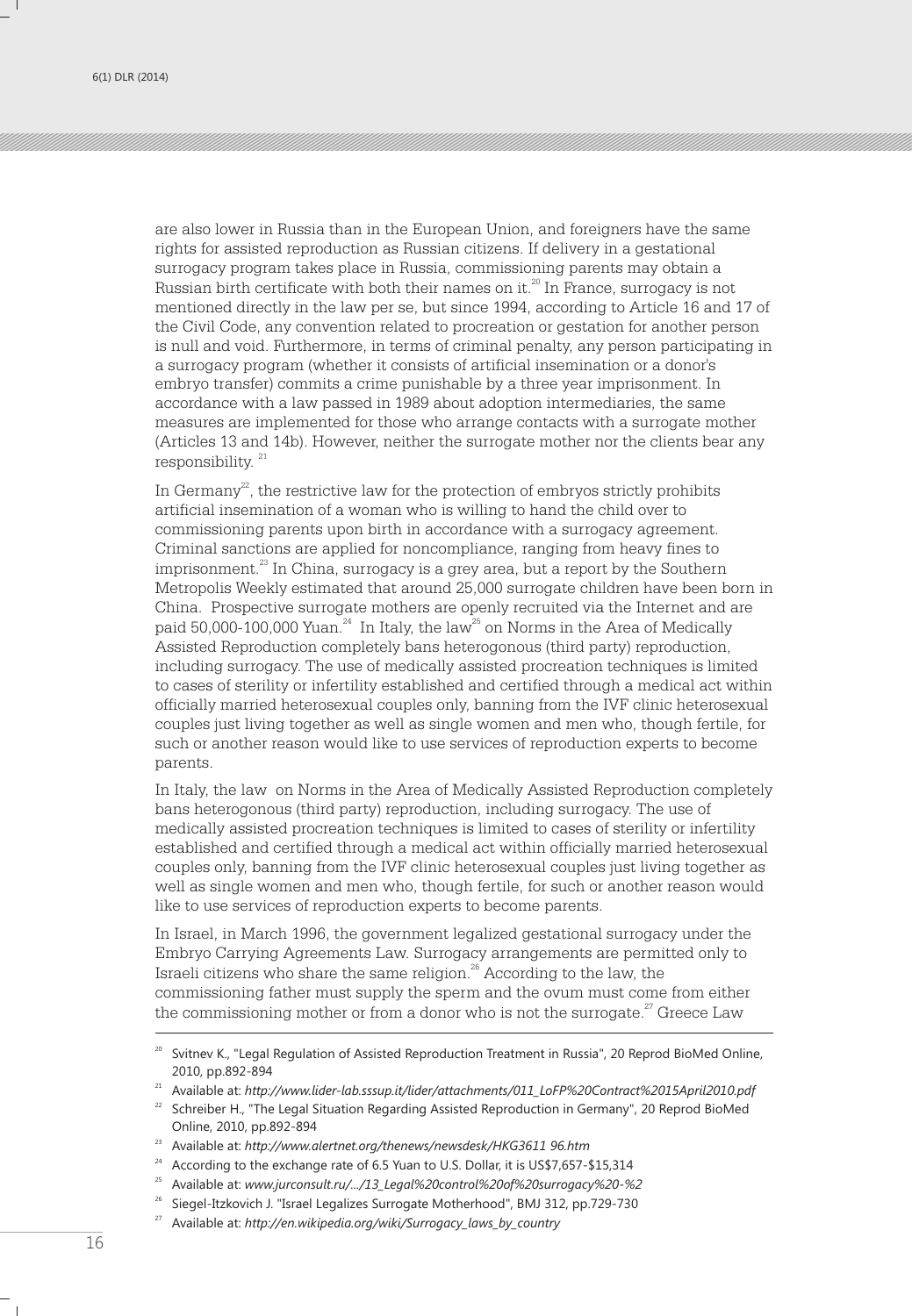are also lower in Russia than in the European Union, and foreigners have the same rights for assisted reproduction as Russian citizens. If delivery in a gestational surrogacy program takes place in Russia, commissioning parents may obtain a Russian birth certificate with both their names on it.[20] In France, surrogacy is not mentioned directly in the law per se, but since 1994, according to Article 16 and 17 of the Civil Code, any convention related to procreation or gestation for another person is null and void. Furthermore, in terms of criminal penalty, any person participating in a surrogacy program (whether it consists of artificial insemination or a donor's embryo transfer) commits a crime punishable by a three year imprisonment. In accordance with a law passed in 1989 about adoption intermediaries, the same measures are implemented for those who arrange contacts with a surrogate mother (Articles 13 and 14b). However, neither the surrogate mother nor the clients bear any responsibility. [21]

In Germany[22], the restrictive law for the protection of embryos strictly prohibits artificial insemination of a woman who is willing to hand the child over to commissioning parents upon birth in accordance with a surrogacy agreement. Criminal sanctions are applied for noncompliance, ranging from heavy fines to imprisonment.[23] In China, surrogacy is a grey area, but a report by the Southern Metropolis Weekly estimated that around 25,000 surrogate children have been born in China. Prospective surrogate mothers are openly recruited via the Internet and are paid 50,000-100,000 Yuan.[24] In Italy, the law[25] on Norms in the Area of Medically Assisted Reproduction completely bans heterogonous (third party) reproduction, including surrogacy. The use of medically assisted procreation techniques is limited to cases of sterility or infertility established and certified through a medical act within officially married heterosexual couples only, banning from the IVF clinic heterosexual couples just living together as well as single women and men who, though fertile, for such or another reason would like to use services of reproduction experts to become parents.

In Italy, the law on Norms in the Area of Medically Assisted Reproduction completely bans heterogonous (third party) reproduction, including surrogacy. The use of medically assisted procreation techniques is limited to cases of sterility or infertility established and certified through a medical act within officially married heterosexual couples only, banning from the IVF clinic heterosexual couples just living together as well as single women and men who, though fertile, for such or another reason would like to use services of reproduction experts to become parents.

In Israel, in March 1996, the government legalized gestational surrogacy under the Embryo Carrying Agreements Law. Surrogacy arrangements are permitted only to Israeli citizens who share the same religion.[26] According to the law, the commissioning father must supply the sperm and the ovum must come from either the commissioning mother or from a donor who is not the surrogate.[27] Greece Law

---

[20] Svitnev K., "Legal Regulation of Assisted Reproduction Treatment in Russia", 20 Reprod BioMed Online, 2010, pp.892-894

[21] Available at: *http://www.lider-lab.sssup.it/lider/attachments/011_LoFP%20Contract%2015April2010.pdf*

[22] Schreiber H., "The Legal Situation Regarding Assisted Reproduction in Germany", 20 Reprod BioMed Online, 2010, pp.892-894

[23] Available at: *http://www.alertnet.org/thenews/newsdesk/HKG3611 96.htm*

[24] According to the exchange rate of 6.5 Yuan to U.S. Dollar, it is US$7,657-$15,314

[25] Available at: *www.jurconsult.ru/.../13_Legal%20control%20of%20surrogacy%20-%2*

[26] Siegel-Itzkovich J. "Israel Legalizes Surrogate Motherhood", BMJ 312, pp.729-730

[27] Available at: *http://en.wikipedia.org/wiki/Surrogacy_laws_by_country*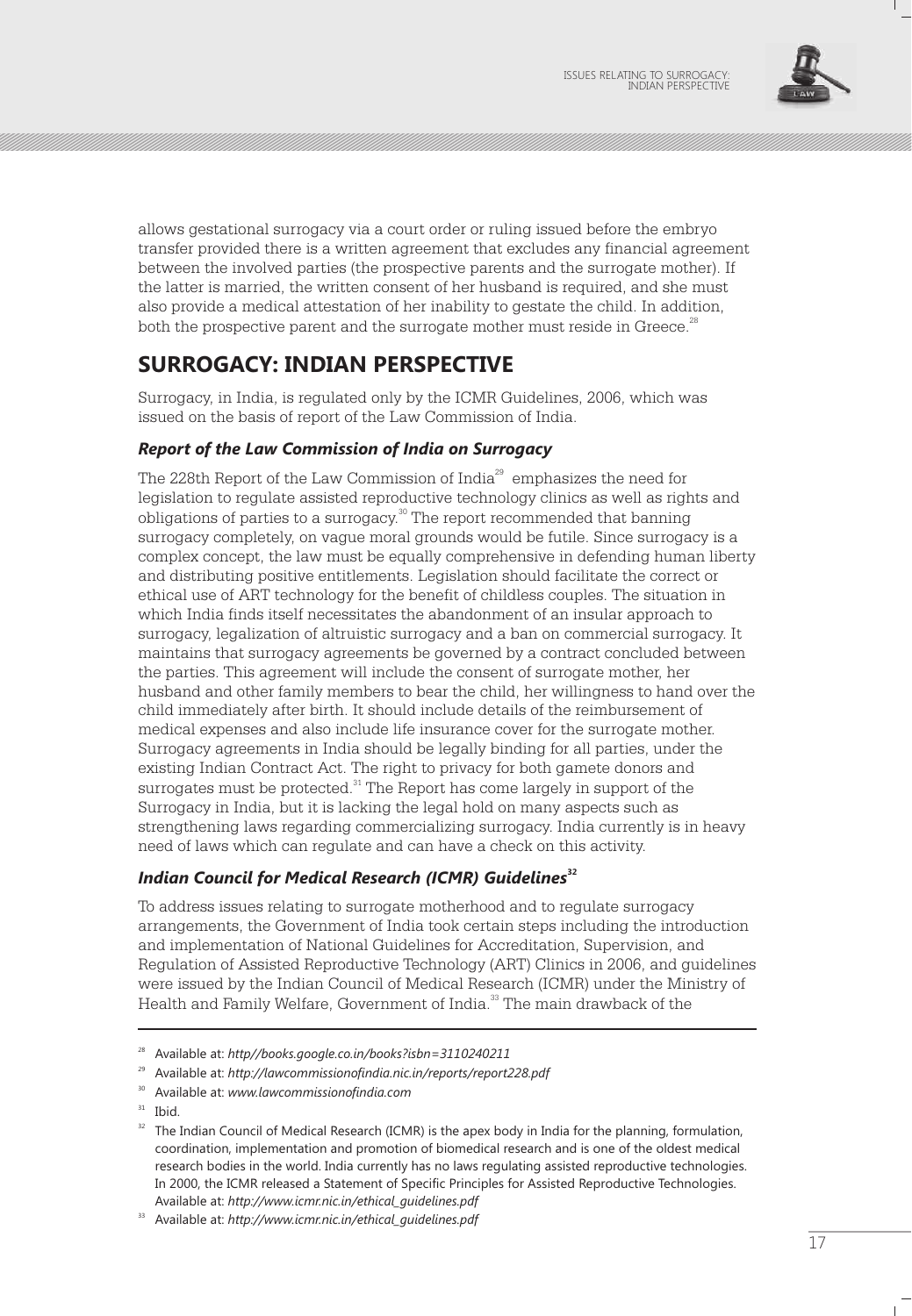allows gestational surrogacy via a court order or ruling issued before the embryo transfer provided there is a written agreement that excludes any financial agreement between the involved parties (the prospective parents and the surrogate mother). If the latter is married, the written consent of her husband is required, and she must also provide a medical attestation of her inability to gestate the child. In addition, both the prospective parent and the surrogate mother must reside in Greece.[28]

## SURROGACY: INDIAN PERSPECTIVE

Surrogacy, in India, is regulated only by the ICMR Guidelines, 2006, which was issued on the basis of report of the Law Commission of India.

### *Report of the Law Commission of India on Surrogacy*

The 228th Report of the Law Commission of India[29] emphasizes the need for legislation to regulate assisted reproductive technology clinics as well as rights and obligations of parties to a surrogacy.[30] The report recommended that banning surrogacy completely, on vague moral grounds would be futile. Since surrogacy is a complex concept, the law must be equally comprehensive in defending human liberty and distributing positive entitlements. Legislation should facilitate the correct or ethical use of ART technology for the benefit of childless couples. The situation in which India finds itself necessitates the abandonment of an insular approach to surrogacy, legalization of altruistic surrogacy and a ban on commercial surrogacy. It maintains that surrogacy agreements be governed by a contract concluded between the parties. This agreement will include the consent of surrogate mother, her husband and other family members to bear the child, her willingness to hand over the child immediately after birth. It should include details of the reimbursement of medical expenses and also include life insurance cover for the surrogate mother. Surrogacy agreements in India should be legally binding for all parties, under the existing Indian Contract Act. The right to privacy for both gamete donors and surrogates must be protected.[31] The Report has come largely in support of the Surrogacy in India, but it is lacking the legal hold on many aspects such as strengthening laws regarding commercializing surrogacy. India currently is in heavy need of laws which can regulate and can have a check on this activity.

### *Indian Council for Medical Research (ICMR) Guidelines*[32]

To address issues relating to surrogate motherhood and to regulate surrogacy arrangements, the Government of India took certain steps including the introduction and implementation of National Guidelines for Accreditation, Supervision, and Regulation of Assisted Reproductive Technology (ART) Clinics in 2006, and guidelines were issued by the Indian Council of Medical Research (ICMR) under the Ministry of Health and Family Welfare, Government of India.[33] The main drawback of the

---

[28] Available at: *http//books.google.co.in/books?isbn=3110240211*

[29] Available at: *http://lawcommissionofindia.nic.in/reports/report228.pdf*

[30] Available at: *www.lawcommissionofindia.com*

[31] Ibid.

[32] The Indian Council of Medical Research (ICMR) is the apex body in India for the planning, formulation, coordination, implementation and promotion of biomedical research and is one of the oldest medical research bodies in the world. India currently has no laws regulating assisted reproductive technologies. In 2000, the ICMR released a Statement of Specific Principles for Assisted Reproductive Technologies. Available at: *http://www.icmr.nic.in/ethical_guidelines.pdf*

[33] Available at: *http://www.icmr.nic.in/ethical_guidelines.pdf*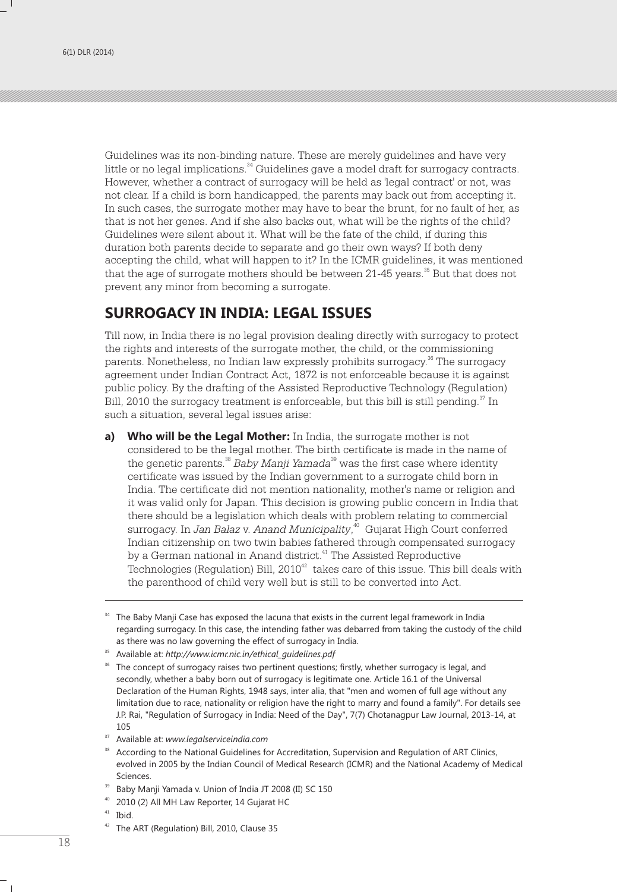Guidelines was its non-binding nature. These are merely guidelines and have very little or no legal implications.[34] Guidelines gave a model draft for surrogacy contracts. However, whether a contract of surrogacy will be held as 'legal contract' or not, was not clear. If a child is born handicapped, the parents may back out from accepting it. In such cases, the surrogate mother may have to bear the brunt, for no fault of her, as that is not her genes. And if she also backs out, what will be the rights of the child? Guidelines were silent about it. What will be the fate of the child, if during this duration both parents decide to separate and go their own ways? If both deny accepting the child, what will happen to it? In the ICMR guidelines, it was mentioned that the age of surrogate mothers should be between 21-45 years.[35] But that does not prevent any minor from becoming a surrogate.

## SURROGACY IN INDIA: LEGAL ISSUES

Till now, in India there is no legal provision dealing directly with surrogacy to protect the rights and interests of the surrogate mother, the child, or the commissioning parents. Nonetheless, no Indian law expressly prohibits surrogacy.[36] The surrogacy agreement under Indian Contract Act, 1872 is not enforceable because it is against public policy. By the drafting of the Assisted Reproductive Technology (Regulation) Bill, 2010 the surrogacy treatment is enforceable, but this bill is still pending.[37] In such a situation, several legal issues arise:

**a) Who will be the Legal Mother:** In India, the surrogate mother is not considered to be the legal mother. The birth certificate is made in the name of the genetic parents.[38] *Baby Manji Yamada*[39] was the first case where identity certificate was issued by the Indian government to a surrogate child born in India. The certificate did not mention nationality, mother's name or religion and it was valid only for Japan. This decision is growing public concern in India that there should be a legislation which deals with problem relating to commercial surrogacy. In *Jan Balaz* v. *Anand Municipality*,[40] Gujarat High Court conferred Indian citizenship on two twin babies fathered through compensated surrogacy by a German national in Anand district.[41] The Assisted Reproductive Technologies (Regulation) Bill, 2010[42] takes care of this issue. This bill deals with the parenthood of child very well but is still to be converted into Act.

---

[34] The Baby Manji Case has exposed the lacuna that exists in the current legal framework in India regarding surrogacy. In this case, the intending father was debarred from taking the custody of the child as there was no law governing the effect of surrogacy in India.

[35] Available at: *http://www.icmr.nic.in/ethical_guidelines.pdf*

[36] The concept of surrogacy raises two pertinent questions; firstly, whether surrogacy is legal, and secondly, whether a baby born out of surrogacy is legitimate one. Article 16.1 of the Universal Declaration of the Human Rights, 1948 says, inter alia, that "men and women of full age without any limitation due to race, nationality or religion have the right to marry and found a family". For details see J.P. Rai, "Regulation of Surrogacy in India: Need of the Day", 7(7) Chotanagpur Law Journal, 2013-14, at 105

[37] Available at: *www.legalserviceindia.com*

[38] According to the National Guidelines for Accreditation, Supervision and Regulation of ART Clinics, evolved in 2005 by the Indian Council of Medical Research (ICMR) and the National Academy of Medical Sciences.

[39] Baby Manji Yamada v. Union of India JT 2008 (II) SC 150

[40] 2010 (2) All MH Law Reporter, 14 Gujarat HC

[41] Ibid.

[42] The ART (Regulation) Bill, 2010, Clause 35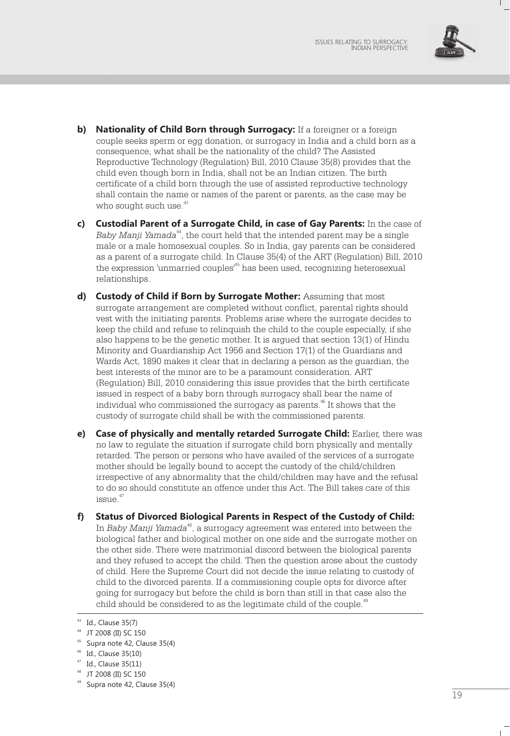**b) Nationality of Child Born through Surrogacy:** If a foreigner or a foreign couple seeks sperm or egg donation, or surrogacy in India and a child born as a consequence, what shall be the nationality of the child? The Assisted Reproductive Technology (Regulation) Bill, 2010 Clause 35(8) provides that the child even though born in India, shall not be an Indian citizen. The birth certificate of a child born through the use of assisted reproductive technology shall contain the name or names of the parent or parents, as the case may be who sought such use.[43]

**c) Custodial Parent of a Surrogate Child, in case of Gay Parents:** In the case of *Baby Manji Yamada*[44], the court held that the intended parent may be a single male or a male homosexual couples. So in India, gay parents can be considered as a parent of a surrogate child. In Clause 35(4) of the ART (Regulation) Bill, 2010 the expression 'unmarried couples'[45] has been used, recognizing heterosexual relationships.

**d) Custody of Child if Born by Surrogate Mother:** Assuming that most surrogate arrangement are completed without conflict, parental rights should vest with the initiating parents. Problems arise where the surrogate decides to keep the child and refuse to relinquish the child to the couple especially, if she also happens to be the genetic mother. It is argued that section 13(1) of Hindu Minority and Guardianship Act 1956 and Section 17(1) of the Guardians and Wards Act, 1890 makes it clear that in declaring a person as the guardian, the best interests of the minor are to be a paramount consideration. ART (Regulation) Bill, 2010 considering this issue provides that the birth certificate issued in respect of a baby born through surrogacy shall bear the name of individual who commissioned the surrogacy as parents.[46] It shows that the custody of surrogate child shall be with the commissioned parents.

**e) Case of physically and mentally retarded Surrogate Child:** Earlier, there was no law to regulate the situation if surrogate child born physically and mentally retarded. The person or persons who have availed of the services of a surrogate mother should be legally bound to accept the custody of the child/children irrespective of any abnormality that the child/children may have and the refusal to do so should constitute an offence under this Act. The Bill takes care of this issue.[47]

**f) Status of Divorced Biological Parents in Respect of the Custody of Child:** In *Baby Manji Yamada*[48], a surrogacy agreement was entered into between the biological father and biological mother on one side and the surrogate mother on the other side. There were matrimonial discord between the biological parents and they refused to accept the child. Then the question arose about the custody of child. Here the Supreme Court did not decide the issue relating to custody of child to the divorced parents. If a commissioning couple opts for divorce after going for surrogacy but before the child is born than still in that case also the child should be considered to as the legitimate child of the couple.[49]

---

[43] Id., Clause 35(7)

[44] JT 2008 (II) SC 150

[45] Supra note 42, Clause 35(4)

[46] Id., Clause 35(10)

[47] Id., Clause 35(11)

[48] JT 2008 (II) SC 150

[49] Supra note 42, Clause 35(4)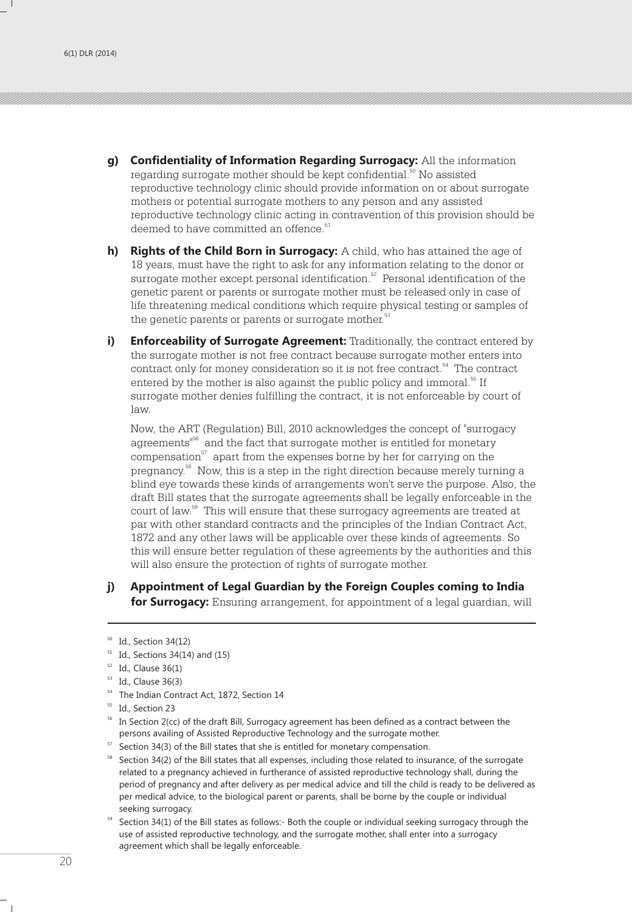**g) Confidentiality of Information Regarding Surrogacy:** All the information regarding surrogate mother should be kept confidential.[50] No assisted reproductive technology clinic should provide information on or about surrogate mothers or potential surrogate mothers to any person and any assisted reproductive technology clinic acting in contravention of this provision should be deemed to have committed an offence.[51]

**h) Rights of the Child Born in Surrogacy:** A child, who has attained the age of 18 years, must have the right to ask for any information relating to the donor or surrogate mother except personal identification.[52] Personal identification of the genetic parent or parents or surrogate mother must be released only in case of life threatening medical conditions which require physical testing or samples of the genetic parents or parents or surrogate mother.[53]

**i) Enforceability of Surrogate Agreement:** Traditionally, the contract entered by the surrogate mother is not free contract because surrogate mother enters into contract only for money consideration so it is not free contract.[54] The contract entered by the mother is also against the public policy and immoral.[55] If surrogate mother denies fulfilling the contract, it is not enforceable by court of law.

Now, the ART (Regulation) Bill, 2010 acknowledges the concept of "surrogacy agreements"[56] and the fact that surrogate mother is entitled for monetary compensation[57] apart from the expenses borne by her for carrying on the pregnancy.[58] Now, this is a step in the right direction because merely turning a blind eye towards these kinds of arrangements won't serve the purpose. Also, the draft Bill states that the surrogate agreements shall be legally enforceable in the court of law.[59] This will ensure that these surrogacy agreements are treated at par with other standard contracts and the principles of the Indian Contract Act, 1872 and any other laws will be applicable over these kinds of agreements. So this will ensure better regulation of these agreements by the authorities and this will also ensure the protection of rights of surrogate mother.

**j) Appointment of Legal Guardian by the Foreign Couples coming to India for Surrogacy:** Ensuring arrangement, for appointment of a legal guardian, will

---

[50] Id., Section 34(12)

[51] Id., Sections 34(14) and (15)

[52] Id., Clause 36(1)

[53] Id., Clause 36(3)

[54] The Indian Contract Act, 1872, Section 14

[55] Id., Section 23

[56] In Section 2(cc) of the draft Bill, Surrogacy agreement has been defined as a contract between the persons availing of Assisted Reproductive Technology and the surrogate mother.

[57] Section 34(3) of the Bill states that she is entitled for monetary compensation.

[58] Section 34(2) of the Bill states that all expenses, including those related to insurance, of the surrogate related to a pregnancy achieved in furtherance of assisted reproductive technology shall, during the period of pregnancy and after delivery as per medical advice and till the child is ready to be delivered as per medical advice, to the biological parent or parents, shall be borne by the couple or individual seeking surrogacy.

[59] Section 34(1) of the Bill states as follows:- Both the couple or individual seeking surrogacy through the use of assisted reproductive technology, and the surrogate mother, shall enter into a surrogacy agreement which shall be legally enforceable.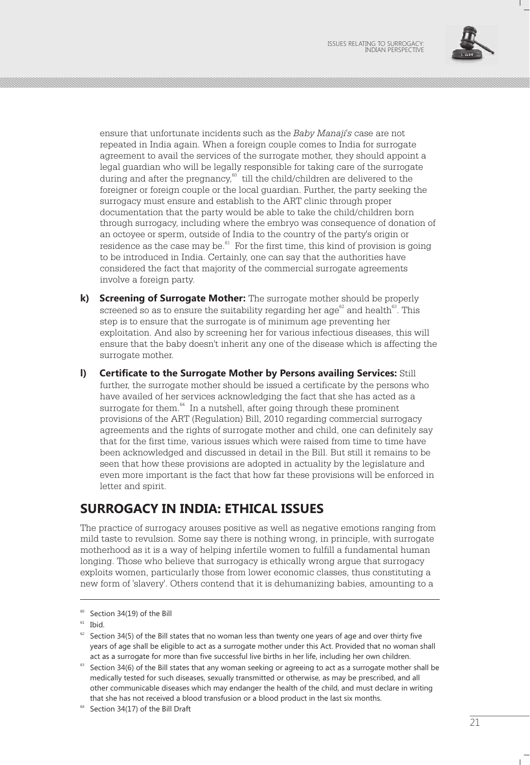ensure that unfortunate incidents such as the *Baby Manaji's* case are not repeated in India again. When a foreign couple comes to India for surrogate agreement to avail the services of the surrogate mother, they should appoint a legal guardian who will be legally responsible for taking care of the surrogate during and after the pregnancy,[60] till the child/children are delivered to the foreigner or foreign couple or the local guardian. Further, the party seeking the surrogacy must ensure and establish to the ART clinic through proper documentation that the party would be able to take the child/children born through surrogacy, including where the embryo was consequence of donation of an octoyee or sperm, outside of India to the country of the party's origin or residence as the case may be.[61] For the first time, this kind of provision is going to be introduced in India. Certainly, one can say that the authorities have considered the fact that majority of the commercial surrogate agreements involve a foreign party.

**k) Screening of Surrogate Mother:** The surrogate mother should be properly screened so as to ensure the suitability regarding her age[62] and health[63]. This step is to ensure that the surrogate is of minimum age preventing her exploitation. And also by screening her for various infectious diseases, this will ensure that the baby doesn't inherit any one of the disease which is affecting the surrogate mother.

**l) Certificate to the Surrogate Mother by Persons availing Services:** Still further, the surrogate mother should be issued a certificate by the persons who have availed of her services acknowledging the fact that she has acted as a surrogate for them.[64] In a nutshell, after going through these prominent provisions of the ART (Regulation) Bill, 2010 regarding commercial surrogacy agreements and the rights of surrogate mother and child, one can definitely say that for the first time, various issues which were raised from time to time have been acknowledged and discussed in detail in the Bill. But still it remains to be seen that how these provisions are adopted in actuality by the legislature and even more important is the fact that how far these provisions will be enforced in letter and spirit.

## SURROGACY IN INDIA: ETHICAL ISSUES

The practice of surrogacy arouses positive as well as negative emotions ranging from mild taste to revulsion. Some say there is nothing wrong, in principle, with surrogate motherhood as it is a way of helping infertile women to fulfill a fundamental human longing. Those who believe that surrogacy is ethically wrong argue that surrogacy exploits women, particularly those from lower economic classes, thus constituting a new form of 'slavery'. Others contend that it is dehumanizing babies, amounting to a

---

[60] Section 34(19) of the Bill

[61] Ibid.

[62] Section 34(5) of the Bill states that no woman less than twenty one years of age and over thirty five years of age shall be eligible to act as a surrogate mother under this Act. Provided that no woman shall act as a surrogate for more than five successful live births in her life, including her own children.

[63] Section 34(6) of the Bill states that any woman seeking or agreeing to act as a surrogate mother shall be medically tested for such diseases, sexually transmitted or otherwise, as may be prescribed, and all other communicable diseases which may endanger the health of the child, and must declare in writing that she has not received a blood transfusion or a blood product in the last six months.

[64] Section 34(17) of the Bill Draft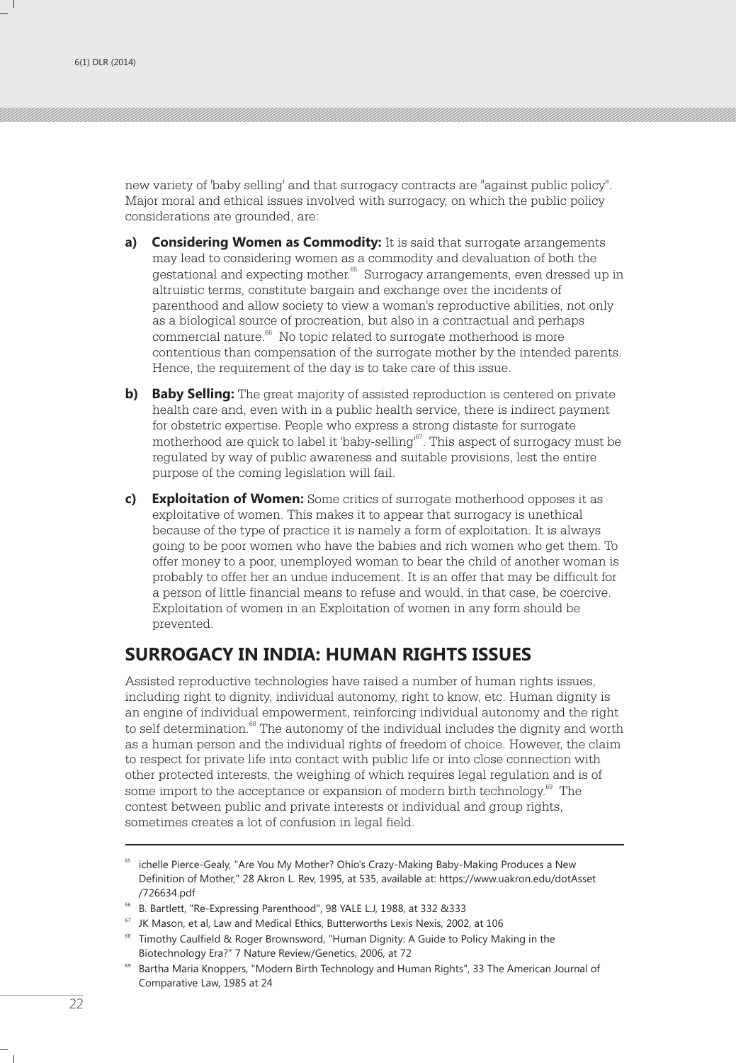new variety of 'baby selling' and that surrogacy contracts are "against public policy". Major moral and ethical issues involved with surrogacy, on which the public policy considerations are grounded, are:

**a) Considering Women as Commodity:** It is said that surrogate arrangements may lead to considering women as a commodity and devaluation of both the gestational and expecting mother.[65] Surrogacy arrangements, even dressed up in altruistic terms, constitute bargain and exchange over the incidents of parenthood and allow society to view a woman's reproductive abilities, not only as a biological source of procreation, but also in a contractual and perhaps commercial nature.[66] No topic related to surrogate motherhood is more contentious than compensation of the surrogate mother by the intended parents. Hence, the requirement of the day is to take care of this issue.

**b) Baby Selling:** The great majority of assisted reproduction is centered on private health care and, even with in a public health service, there is indirect payment for obstetric expertise. People who express a strong distaste for surrogate motherhood are quick to label it 'baby-selling'[67]. This aspect of surrogacy must be regulated by way of public awareness and suitable provisions, lest the entire purpose of the coming legislation will fail.

**c) Exploitation of Women:** Some critics of surrogate motherhood opposes it as exploitative of women. This makes it to appear that surrogacy is unethical because of the type of practice it is namely a form of exploitation. It is always going to be poor women who have the babies and rich women who get them. To offer money to a poor, unemployed woman to bear the child of another woman is probably to offer her an undue inducement. It is an offer that may be difficult for a person of little financial means to refuse and would, in that case, be coercive. Exploitation of women in an Exploitation of women in any form should be prevented.

## SURROGACY IN INDIA: HUMAN RIGHTS ISSUES

Assisted reproductive technologies have raised a number of human rights issues, including right to dignity, individual autonomy, right to know, etc. Human dignity is an engine of individual empowerment, reinforcing individual autonomy and the right to self determination.[68] The autonomy of the individual includes the dignity and worth as a human person and the individual rights of freedom of choice. However, the claim to respect for private life into contact with public life or into close connection with other protected interests, the weighing of which requires legal regulation and is of some import to the acceptance or expansion of modern birth technology.[69] The contest between public and private interests or individual and group rights, sometimes creates a lot of confusion in legal field.

---

[65] ichelle Pierce-Gealy, "Are You My Mother? Ohio's Crazy-Making Baby-Making Produces a New Definition of Mother," 28 Akron L. Rev, 1995, at 535, available at: https://www.uakron.edu/dotAsset/726634.pdf

[66] B. Bartlett, "Re-Expressing Parenthood", 98 YALE L.J, 1988, at 332 &333

[67] JK Mason, et al, Law and Medical Ethics, Butterworths Lexis Nexis, 2002, at 106

[68] Timothy Caulfield & Roger Brownsword, "Human Dignity: A Guide to Policy Making in the Biotechnology Era?" 7 Nature Review/Genetics, 2006, at 72

[69] Bartha Maria Knoppers, "Modern Birth Technology and Human Rights", 33 The American Journal of Comparative Law, 1985 at 24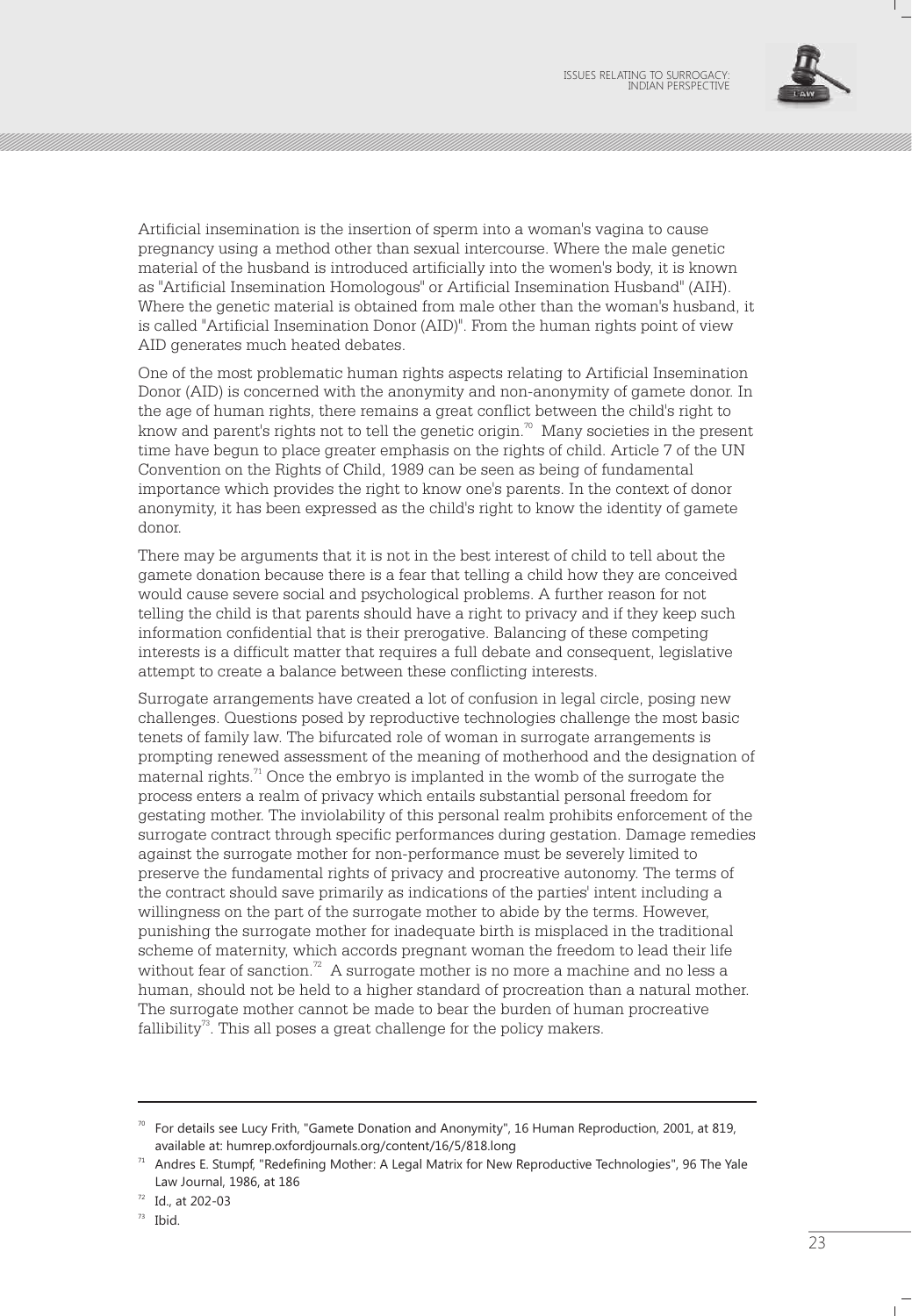Artificial insemination is the insertion of sperm into a woman's vagina to cause pregnancy using a method other than sexual intercourse. Where the male genetic material of the husband is introduced artificially into the women's body, it is known as "Artificial Insemination Homologous" or Artificial Insemination Husband" (AIH). Where the genetic material is obtained from male other than the woman's husband, it is called "Artificial Insemination Donor (AID)". From the human rights point of view AID generates much heated debates.

One of the most problematic human rights aspects relating to Artificial Insemination Donor (AID) is concerned with the anonymity and non-anonymity of gamete donor. In the age of human rights, there remains a great conflict between the child's right to know and parent's rights not to tell the genetic origin.[70] Many societies in the present time have begun to place greater emphasis on the rights of child. Article 7 of the UN Convention on the Rights of Child, 1989 can be seen as being of fundamental importance which provides the right to know one's parents. In the context of donor anonymity, it has been expressed as the child's right to know the identity of gamete donor.

There may be arguments that it is not in the best interest of child to tell about the gamete donation because there is a fear that telling a child how they are conceived would cause severe social and psychological problems. A further reason for not telling the child is that parents should have a right to privacy and if they keep such information confidential that is their prerogative. Balancing of these competing interests is a difficult matter that requires a full debate and consequent, legislative attempt to create a balance between these conflicting interests.

Surrogate arrangements have created a lot of confusion in legal circle, posing new challenges. Questions posed by reproductive technologies challenge the most basic tenets of family law. The bifurcated role of woman in surrogate arrangements is prompting renewed assessment of the meaning of motherhood and the designation of maternal rights.[71] Once the embryo is implanted in the womb of the surrogate the process enters a realm of privacy which entails substantial personal freedom for gestating mother. The inviolability of this personal realm prohibits enforcement of the surrogate contract through specific performances during gestation. Damage remedies against the surrogate mother for non-performance must be severely limited to preserve the fundamental rights of privacy and procreative autonomy. The terms of the contract should save primarily as indications of the parties' intent including a willingness on the part of the surrogate mother to abide by the terms. However, punishing the surrogate mother for inadequate birth is misplaced in the traditional scheme of maternity, which accords pregnant woman the freedom to lead their life without fear of sanction.[72] A surrogate mother is no more a machine and no less a human, should not be held to a higher standard of procreation than a natural mother. The surrogate mother cannot be made to bear the burden of human procreative fallibility[73]. This all poses a great challenge for the policy makers.

---

[70] For details see Lucy Frith, "Gamete Donation and Anonymity", 16 Human Reproduction, 2001, at 819, available at: humrep.oxfordjournals.org/content/16/5/818.long

[71] Andres E. Stumpf, "Redefining Mother: A Legal Matrix for New Reproductive Technologies", 96 The Yale Law Journal, 1986, at 186

[72] Id., at 202-03

[73] Ibid.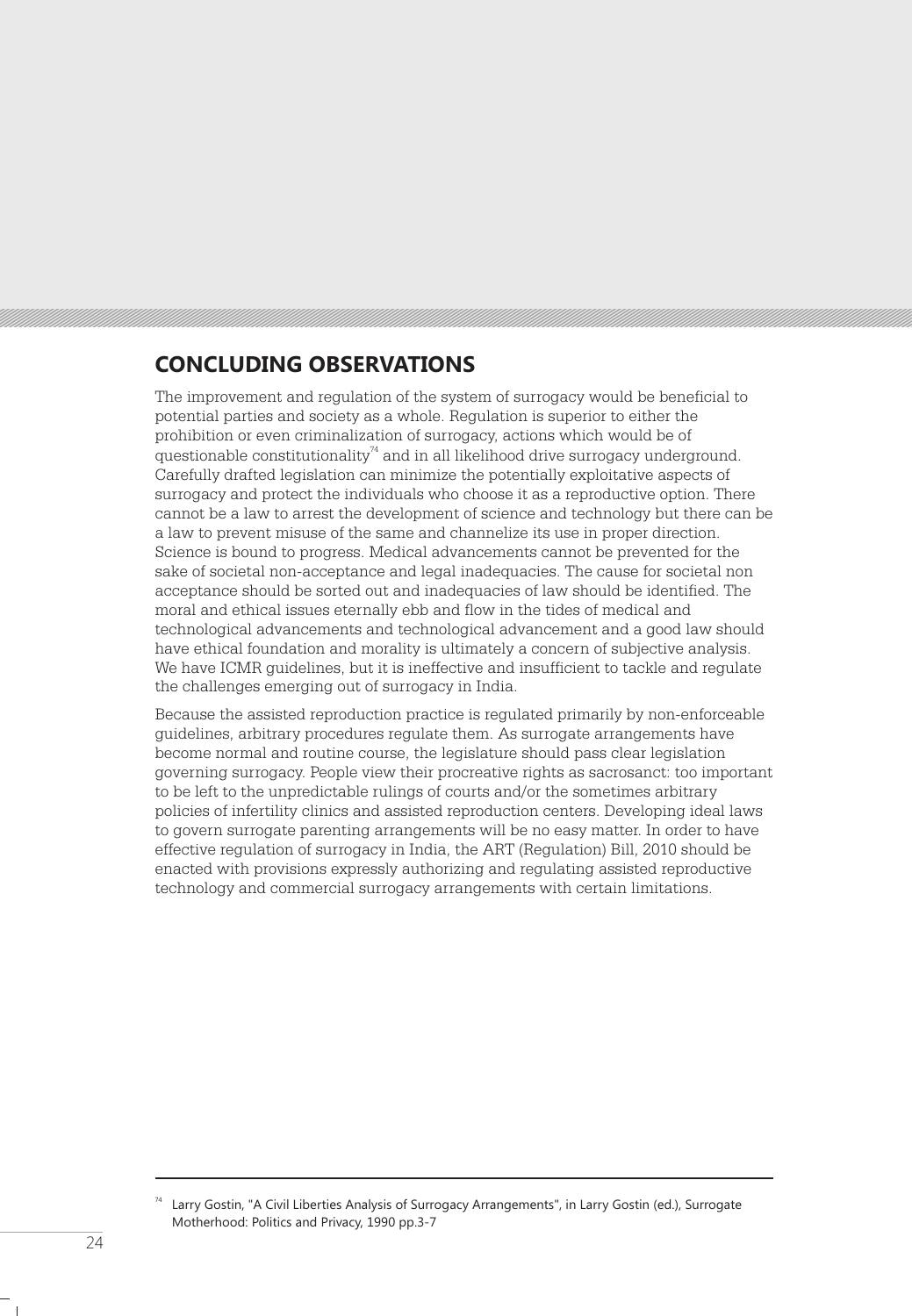## CONCLUDING OBSERVATIONS

The improvement and regulation of the system of surrogacy would be beneficial to potential parties and society as a whole. Regulation is superior to either the prohibition or even criminalization of surrogacy, actions which would be of questionable constitutionality[74] and in all likelihood drive surrogacy underground. Carefully drafted legislation can minimize the potentially exploitative aspects of surrogacy and protect the individuals who choose it as a reproductive option. There cannot be a law to arrest the development of science and technology but there can be a law to prevent misuse of the same and channelize its use in proper direction. Science is bound to progress. Medical advancements cannot be prevented for the sake of societal non-acceptance and legal inadequacies. The cause for societal non acceptance should be sorted out and inadequacies of law should be identified. The moral and ethical issues eternally ebb and flow in the tides of medical and technological advancements and technological advancement and a good law should have ethical foundation and morality is ultimately a concern of subjective analysis. We have ICMR guidelines, but it is ineffective and insufficient to tackle and regulate the challenges emerging out of surrogacy in India.

Because the assisted reproduction practice is regulated primarily by non-enforceable guidelines, arbitrary procedures regulate them. As surrogate arrangements have become normal and routine course, the legislature should pass clear legislation governing surrogacy. People view their procreative rights as sacrosanct: too important to be left to the unpredictable rulings of courts and/or the sometimes arbitrary policies of infertility clinics and assisted reproduction centers. Developing ideal laws to govern surrogate parenting arrangements will be no easy matter. In order to have effective regulation of surrogacy in India, the ART (Regulation) Bill, 2010 should be enacted with provisions expressly authorizing and regulating assisted reproductive technology and commercial surrogacy arrangements with certain limitations.

---

[74] Larry Gostin, "A Civil Liberties Analysis of Surrogacy Arrangements", in Larry Gostin (ed.), Surrogate Motherhood: Politics and Privacy, 1990 pp.3-7